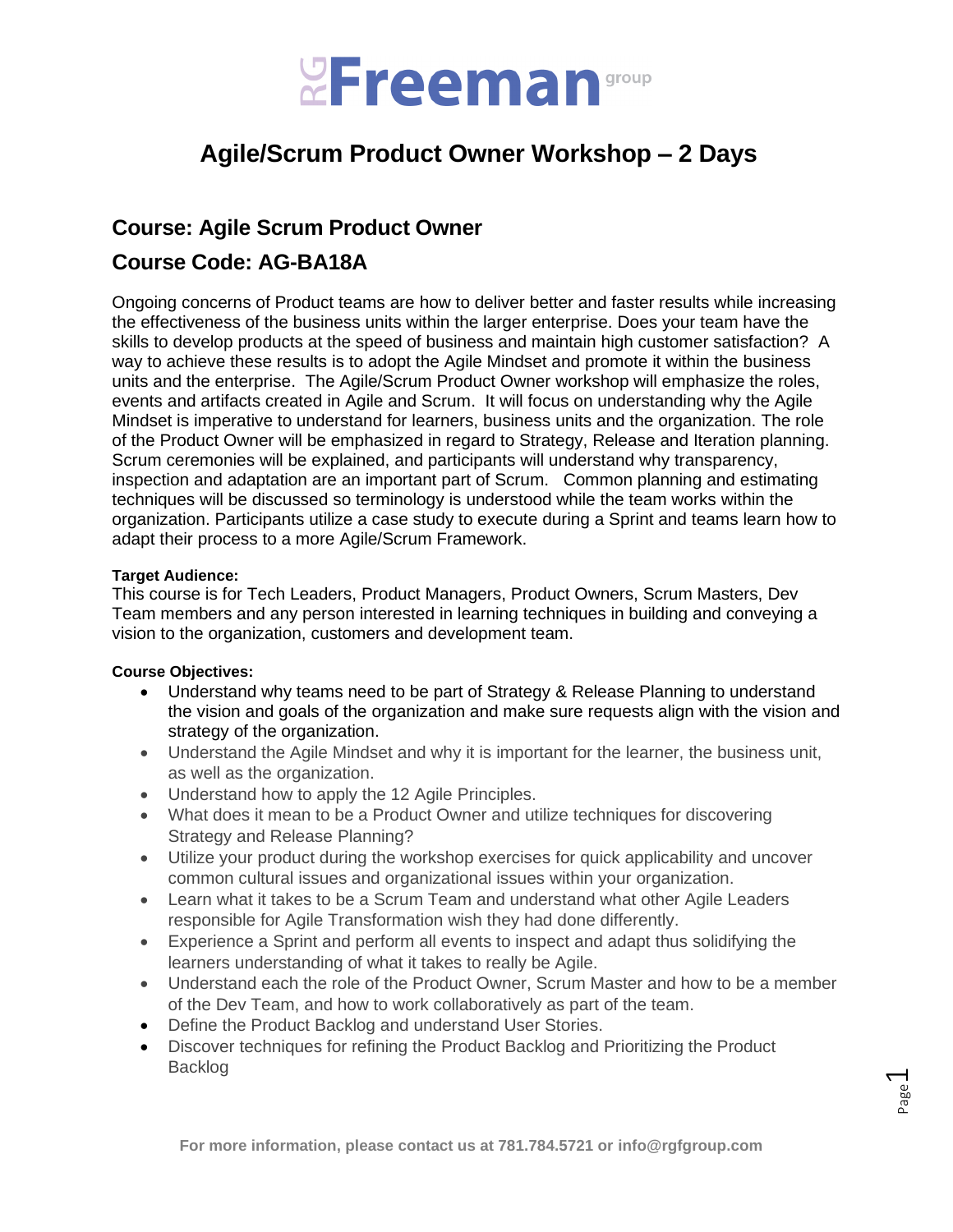# Agile/Scrum Product Owner Workshop – 2 Days

## Course: Agile Scrum Product Owner

## Course Code: AG-BA18A

Ongoing concerns of Product teams are how to deliver better and faster results while increasing the effectiveness of the business units within the larger enterprise. Does your team have the skills to develop products at the speed of business and maintain high customer satisfaction? A way to achieve these results is to adopt the Agile Mindset and promote it within the business units and the enterprise. The Agile/Scrum Product Owner workshop will emphasize the roles, events and artifacts created in Agile and Scrum. It will focus on understanding why the Agile Mindset is imperative to understand for learners, business units and the organization. The role of the Product Owner will be emphasized in regard to Strategy, Release and Iteration planning. Scrum ceremonies will be explained, and participants will understand why transparency, inspection and adaptation are an important part of Scrum. Common planning and estimating techniques will be discussed so terminology is understood while the team works within the organization. Participants utilize a case study to execute during a Sprint and teams learn how to adapt their process to a more Agile/Scrum Framework.

**Target Audience:**
This course is for Tech Leaders, Product Managers, Product Owners, Scrum Masters, Dev Team members and any person interested in learning techniques in building and conveying a vision to the organization, customers and development team.

**Course Objectives:**

- Understand why teams need to be part of Strategy & Release Planning to understand the vision and goals of the organization and make sure requests align with the vision and strategy of the organization.
- Understand the Agile Mindset and why it is important for the learner, the business unit, as well as the organization.
- Understand how to apply the 12 Agile Principles.
- What does it mean to be a Product Owner and utilize techniques for discovering Strategy and Release Planning?
- Utilize your product during the workshop exercises for quick applicability and uncover common cultural issues and organizational issues within your organization.
- Learn what it takes to be a Scrum Team and understand what other Agile Leaders responsible for Agile Transformation wish they had done differently.
- Experience a Sprint and perform all events to inspect and adapt thus solidifying the learners understanding of what it takes to really be Agile.
- Understand each the role of the Product Owner, Scrum Master and how to be a member of the Dev Team, and how to work collaboratively as part of the team.
- Define the Product Backlog and understand User Stories.
- Discover techniques for refining the Product Backlog and Prioritizing the Product Backlog

For more information, please contact us at 781.784.5721 or info@rgfgroup.com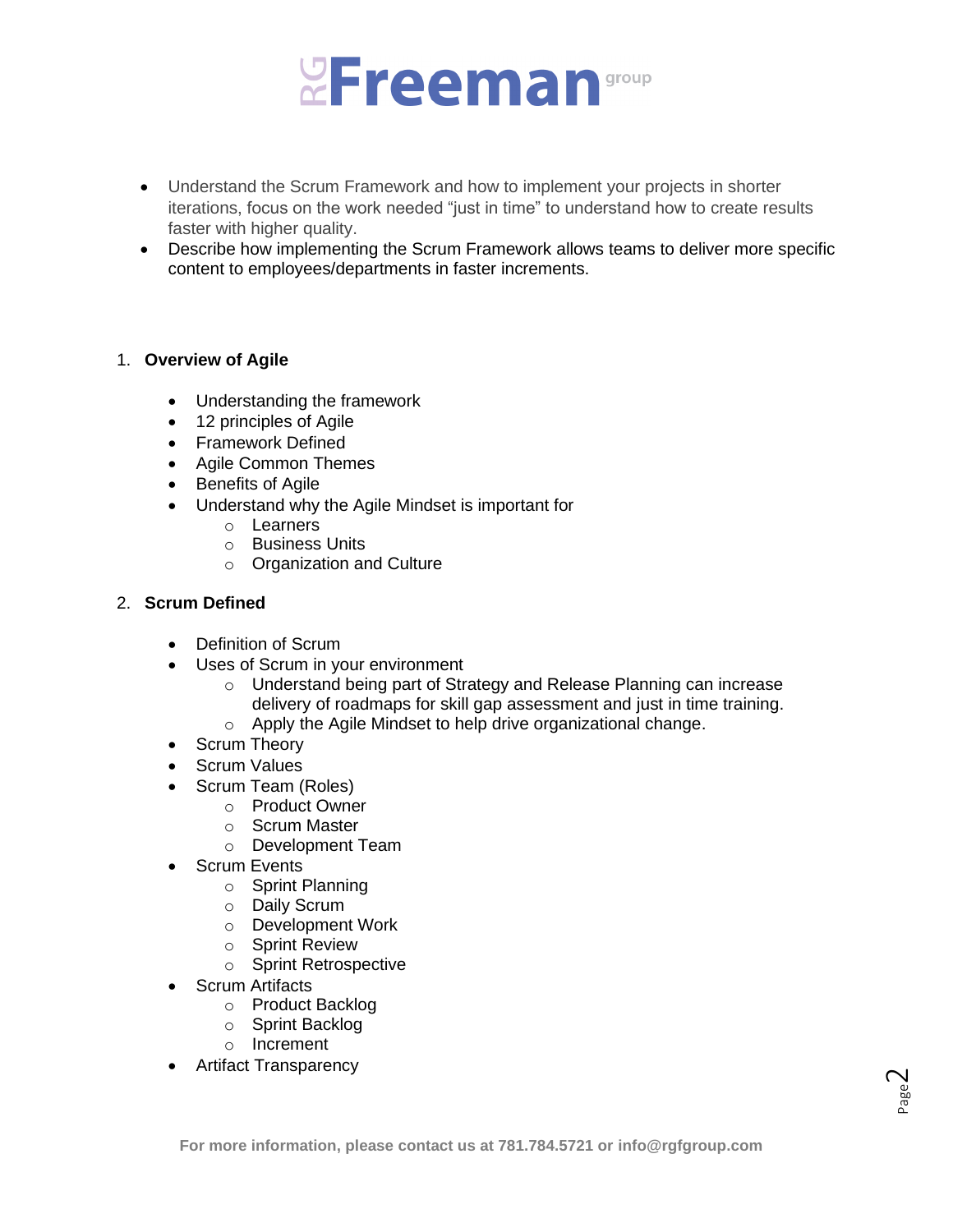- Understand the Scrum Framework and how to implement your projects in shorter iterations, focus on the work needed "just in time" to understand how to create results faster with higher quality.
- Describe how implementing the Scrum Framework allows teams to deliver more specific content to employees/departments in faster increments.

1. **Overview of Agile**

   - Understanding the framework
   - 12 principles of Agile
   - Framework Defined
   - Agile Common Themes
   - Benefits of Agile
   - Understand why the Agile Mindset is important for
     - Learners
     - Business Units
     - Organization and Culture

2. **Scrum Defined**

   - Definition of Scrum
   - Uses of Scrum in your environment
     - Understand being part of Strategy and Release Planning can increase delivery of roadmaps for skill gap assessment and just in time training.
     - Apply the Agile Mindset to help drive organizational change.
   - Scrum Theory
   - Scrum Values
   - Scrum Team (Roles)
     - Product Owner
     - Scrum Master
     - Development Team
   - Scrum Events
     - Sprint Planning
     - Daily Scrum
     - Development Work
     - Sprint Review
     - Sprint Retrospective
   - Scrum Artifacts
     - Product Backlog
     - Sprint Backlog
     - Increment
   - Artifact Transparency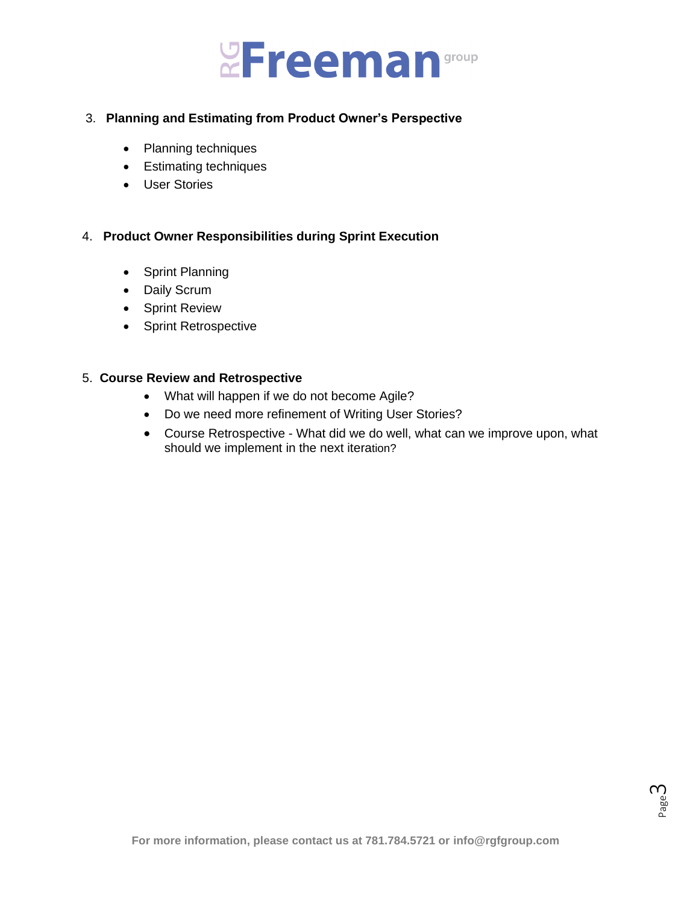3. **Planning and Estimating from Product Owner's Perspective**

   - Planning techniques
   - Estimating techniques
   - User Stories

4. **Product Owner Responsibilities during Sprint Execution**

   - Sprint Planning
   - Daily Scrum
   - Sprint Review
   - Sprint Retrospective

5. **Course Review and Retrospective**
   - What will happen if we do not become Agile?
   - Do we need more refinement of Writing User Stories?
   - Course Retrospective - What did we do well, what can we improve upon, what should we implement in the next iteration?

**For more information, please contact us at 781.784.5721 or info@rgfgroup.com**